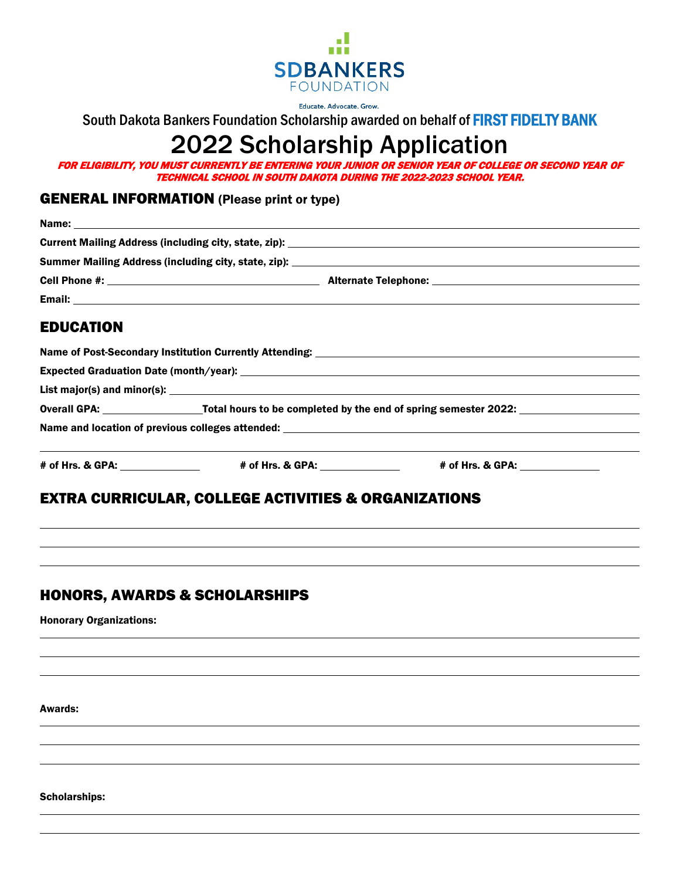SDBANKERS FOUNDATION

Educate. Advocate. Grow.

South Dakota Bankers Foundation Scholarship awarded on behalf of **FIRST FIDELTY BANK**

# 2022 Scholarship Application

***FOR ELIGIBILITY, YOU MUST CURRENTLY BE ENTERING YOUR JUNIOR OR SENIOR YEAR OF COLLEGE OR SECOND YEAR OF TECHNICAL SCHOOL IN SOUTH DAKOTA DURING THE 2022-2023 SCHOOL YEAR.***

## GENERAL INFORMATION (Please print or type)

**Name:** ______________________________

**Current Mailing Address (including city, state, zip):** ______________________________

**Summer Mailing Address (including city, state, zip):** ______________________________

**Cell Phone #:** ____________________ **Alternate Telephone:** ____________________

**Email:** ______________________________

## EDUCATION

**Name of Post-Secondary Institution Currently Attending:** ______________________________

**Expected Graduation Date (month/year):** ______________________________

**List major(s) and minor(s):** ______________________________

**Overall GPA:** __________ **Total hours to be completed by the end of spring semester 2022:** __________

**Name and location of previous colleges attended:** ______________________________

______________________________

**# of Hrs. & GPA:** __________ **# of Hrs. & GPA:** __________ **# of Hrs. & GPA:** __________

## EXTRA CURRICULAR, COLLEGE ACTIVITIES & ORGANIZATIONS

______________________________

______________________________

______________________________

## HONORS, AWARDS & SCHOLARSHIPS

**Honorary Organizations:**

______________________________

______________________________

______________________________

**Awards:**

______________________________

______________________________

______________________________

**Scholarships:**

______________________________

______________________________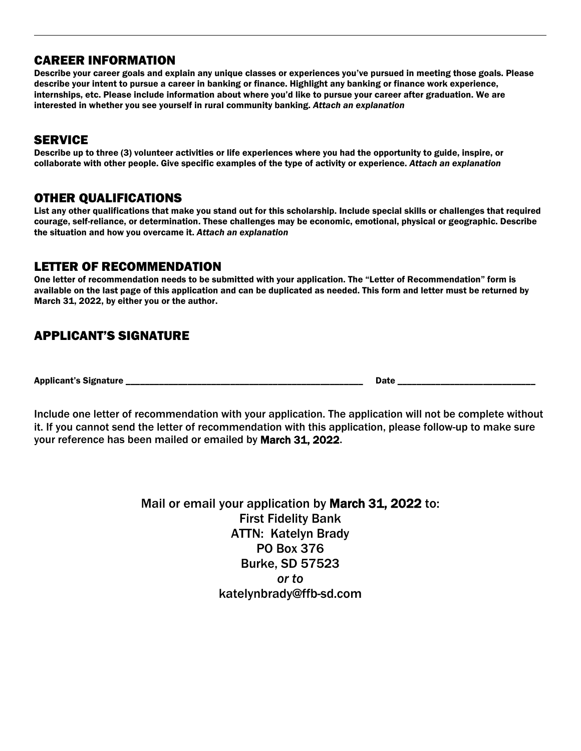## CAREER INFORMATION

**Describe your career goals and explain any unique classes or experiences you've pursued in meeting those goals. Please describe your intent to pursue a career in banking or finance. Highlight any banking or finance work experience, internships, etc. Please include information about where you'd like to pursue your career after graduation. We are interested in whether you see yourself in rural community banking.** ***Attach an explanation***

## SERVICE

**Describe up to three (3) volunteer activities or life experiences where you had the opportunity to guide, inspire, or collaborate with other people. Give specific examples of the type of activity or experience.** ***Attach an explanation***

## OTHER QUALIFICATIONS

**List any other qualifications that make you stand out for this scholarship. Include special skills or challenges that required courage, self-reliance, or determination. These challenges may be economic, emotional, physical or geographic. Describe the situation and how you overcame it.** ***Attach an explanation***

## LETTER OF RECOMMENDATION

**One letter of recommendation needs to be submitted with your application. The "Letter of Recommendation" form is available on the last page of this application and can be duplicated as needed. This form and letter must be returned by March 31, 2022, by either you or the author.**

## APPLICANT'S SIGNATURE

**Applicant's Signature** ________________________________________________ **Date** ____________________________

Include one letter of recommendation with your application. The application will not be complete without it. If you cannot send the letter of recommendation with this application, please follow-up to make sure your reference has been mailed or emailed by **March 31, 2022**.

Mail or email your application by **March 31, 2022** to:
First Fidelity Bank
ATTN: Katelyn Brady
PO Box 376
Burke, SD 57523
*or to*
katelynbrady@ffb-sd.com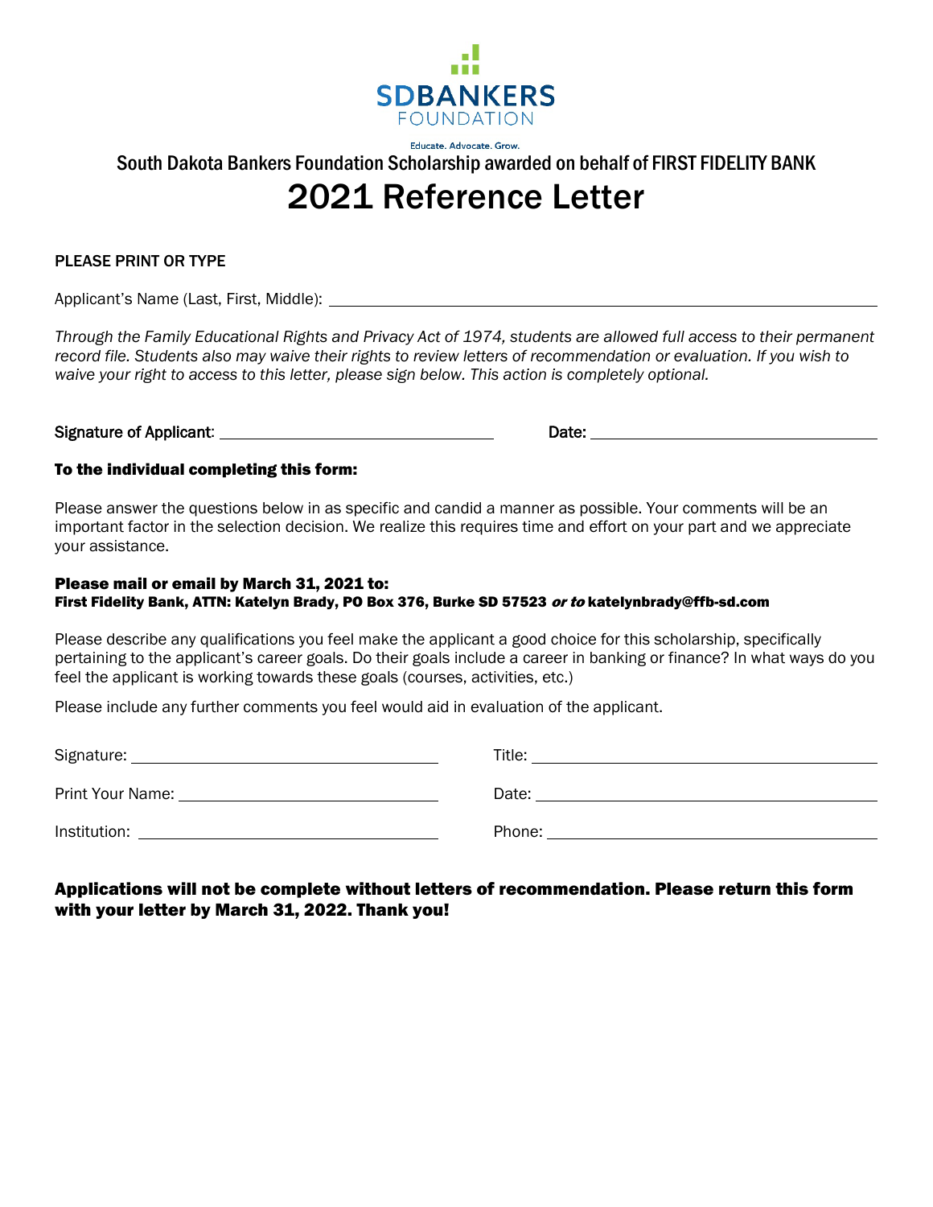SDBANKERS FOUNDATION

Educate. Advocate. Grow.

South Dakota Bankers Foundation Scholarship awarded on behalf of FIRST FIDELITY BANK

# 2021 Reference Letter

PLEASE PRINT OR TYPE

Applicant's Name (Last, First, Middle): ______________________________

*Through the Family Educational Rights and Privacy Act of 1974, students are allowed full access to their permanent record file. Students also may waive their rights to review letters of recommendation or evaluation. If you wish to waive your right to access to this letter, please sign below. This action is completely optional.*

Signature of Applicant: ______________________ Date: ______________________

**To the individual completing this form:**

Please answer the questions below in as specific and candid a manner as possible. Your comments will be an important factor in the selection decision. We realize this requires time and effort on your part and we appreciate your assistance.

**Please mail or email by March 31, 2021 to:**
**First Fidelity Bank, ATTN: Katelyn Brady, PO Box 376, Burke SD 57523 *or to* katelynbrady@ffb-sd.com**

Please describe any qualifications you feel make the applicant a good choice for this scholarship, specifically pertaining to the applicant's career goals. Do their goals include a career in banking or finance? In what ways do you feel the applicant is working towards these goals (courses, activities, etc.)

Please include any further comments you feel would aid in evaluation of the applicant.

Signature: ______________________ Title: ______________________

Print Your Name: ______________________ Date: ______________________

Institution: ______________________ Phone: ______________________

**Applications will not be complete without letters of recommendation. Please return this form with your letter by March 31, 2022. Thank you!**